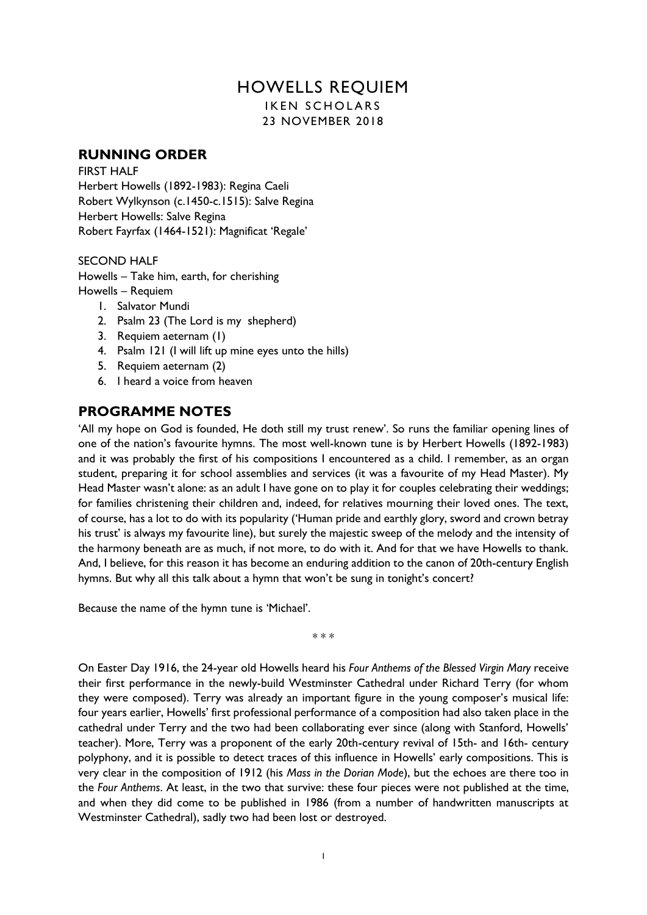# HOWELLS REQUIEM

IKEN SCHOLARS

23 NOVEMBER 2018

## RUNNING ORDER

FIRST HALF

Herbert Howells (1892-1983): Regina Caeli
Robert Wylkynson (c.1450-c.1515): Salve Regina
Herbert Howells: Salve Regina
Robert Fayrfax (1464-1521): Magnificat 'Regale'

SECOND HALF

Howells – Take him, earth, for cherishing
Howells – Requiem

1. Salvator Mundi
2. Psalm 23 (The Lord is my shepherd)
3. Requiem aeternam (1)
4. Psalm 121 (I will lift up mine eyes unto the hills)
5. Requiem aeternam (2)
6. I heard a voice from heaven

## PROGRAMME NOTES

'All my hope on God is founded, He doth still my trust renew'. So runs the familiar opening lines of one of the nation's favourite hymns. The most well-known tune is by Herbert Howells (1892-1983) and it was probably the first of his compositions I encountered as a child. I remember, as an organ student, preparing it for school assemblies and services (it was a favourite of my Head Master). My Head Master wasn't alone: as an adult I have gone on to play it for couples celebrating their weddings; for families christening their children and, indeed, for relatives mourning their loved ones. The text, of course, has a lot to do with its popularity ('Human pride and earthly glory, sword and crown betray his trust' is always my favourite line), but surely the majestic sweep of the melody and the intensity of the harmony beneath are as much, if not more, to do with it. And for that we have Howells to thank. And, I believe, for this reason it has become an enduring addition to the canon of 20th-century English hymns. But why all this talk about a hymn that won't be sung in tonight's concert?

Because the name of the hymn tune is 'Michael'.

\* \* \*

On Easter Day 1916, the 24-year old Howells heard his *Four Anthems of the Blessed Virgin Mary* receive their first performance in the newly-build Westminster Cathedral under Richard Terry (for whom they were composed). Terry was already an important figure in the young composer's musical life: four years earlier, Howells' first professional performance of a composition had also taken place in the cathedral under Terry and the two had been collaborating ever since (along with Stanford, Howells' teacher). More, Terry was a proponent of the early 20th-century revival of 15th- and 16th- century polyphony, and it is possible to detect traces of this influence in Howells' early compositions. This is very clear in the composition of 1912 (his *Mass in the Dorian Mode*), but the echoes are there too in the *Four Anthems*. At least, in the two that survive: these four pieces were not published at the time, and when they did come to be published in 1986 (from a number of handwritten manuscripts at Westminster Cathedral), sadly two had been lost or destroyed.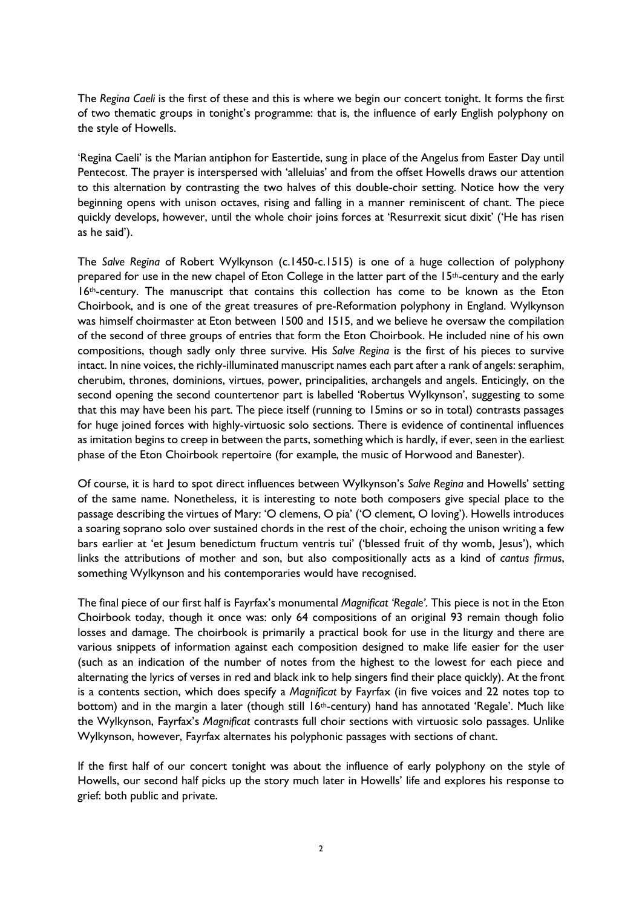The *Regina Caeli* is the first of these and this is where we begin our concert tonight. It forms the first of two thematic groups in tonight's programme: that is, the influence of early English polyphony on the style of Howells.

'Regina Caeli' is the Marian antiphon for Eastertide, sung in place of the Angelus from Easter Day until Pentecost. The prayer is interspersed with 'alleluias' and from the offset Howells draws our attention to this alternation by contrasting the two halves of this double-choir setting. Notice how the very beginning opens with unison octaves, rising and falling in a manner reminiscent of chant. The piece quickly develops, however, until the whole choir joins forces at 'Resurrexit sicut dixit' ('He has risen as he said').

The *Salve Regina* of Robert Wylkynson (c.1450-c.1515) is one of a huge collection of polyphony prepared for use in the new chapel of Eton College in the latter part of the 15th-century and the early 16th-century. The manuscript that contains this collection has come to be known as the Eton Choirbook, and is one of the great treasures of pre-Reformation polyphony in England. Wylkynson was himself choirmaster at Eton between 1500 and 1515, and we believe he oversaw the compilation of the second of three groups of entries that form the Eton Choirbook. He included nine of his own compositions, though sadly only three survive. His *Salve Regina* is the first of his pieces to survive intact. In nine voices, the richly-illuminated manuscript names each part after a rank of angels: seraphim, cherubim, thrones, dominions, virtues, power, principalities, archangels and angels. Enticingly, on the second opening the second countertenor part is labelled 'Robertus Wylkynson', suggesting to some that this may have been his part. The piece itself (running to 15mins or so in total) contrasts passages for huge joined forces with highly-virtuosic solo sections. There is evidence of continental influences as imitation begins to creep in between the parts, something which is hardly, if ever, seen in the earliest phase of the Eton Choirbook repertoire (for example, the music of Horwood and Banester).

Of course, it is hard to spot direct influences between Wylkynson's *Salve Regina* and Howells' setting of the same name. Nonetheless, it is interesting to note both composers give special place to the passage describing the virtues of Mary: 'O clemens, O pia' ('O clement, O loving'). Howells introduces a soaring soprano solo over sustained chords in the rest of the choir, echoing the unison writing a few bars earlier at 'et Jesum benedictum fructum ventris tui' ('blessed fruit of thy womb, Jesus'), which links the attributions of mother and son, but also compositionally acts as a kind of *cantus firmus*, something Wylkynson and his contemporaries would have recognised.

The final piece of our first half is Fayrfax's monumental *Magnificat 'Regale'*. This piece is not in the Eton Choirbook today, though it once was: only 64 compositions of an original 93 remain though folio losses and damage. The choirbook is primarily a practical book for use in the liturgy and there are various snippets of information against each composition designed to make life easier for the user (such as an indication of the number of notes from the highest to the lowest for each piece and alternating the lyrics of verses in red and black ink to help singers find their place quickly). At the front is a contents section, which does specify a *Magnificat* by Fayrfax (in five voices and 22 notes top to bottom) and in the margin a later (though still 16th-century) hand has annotated 'Regale'. Much like the Wylkynson, Fayrfax's *Magnificat* contrasts full choir sections with virtuosic solo passages. Unlike Wylkynson, however, Fayrfax alternates his polyphonic passages with sections of chant.

If the first half of our concert tonight was about the influence of early polyphony on the style of Howells, our second half picks up the story much later in Howells' life and explores his response to grief: both public and private.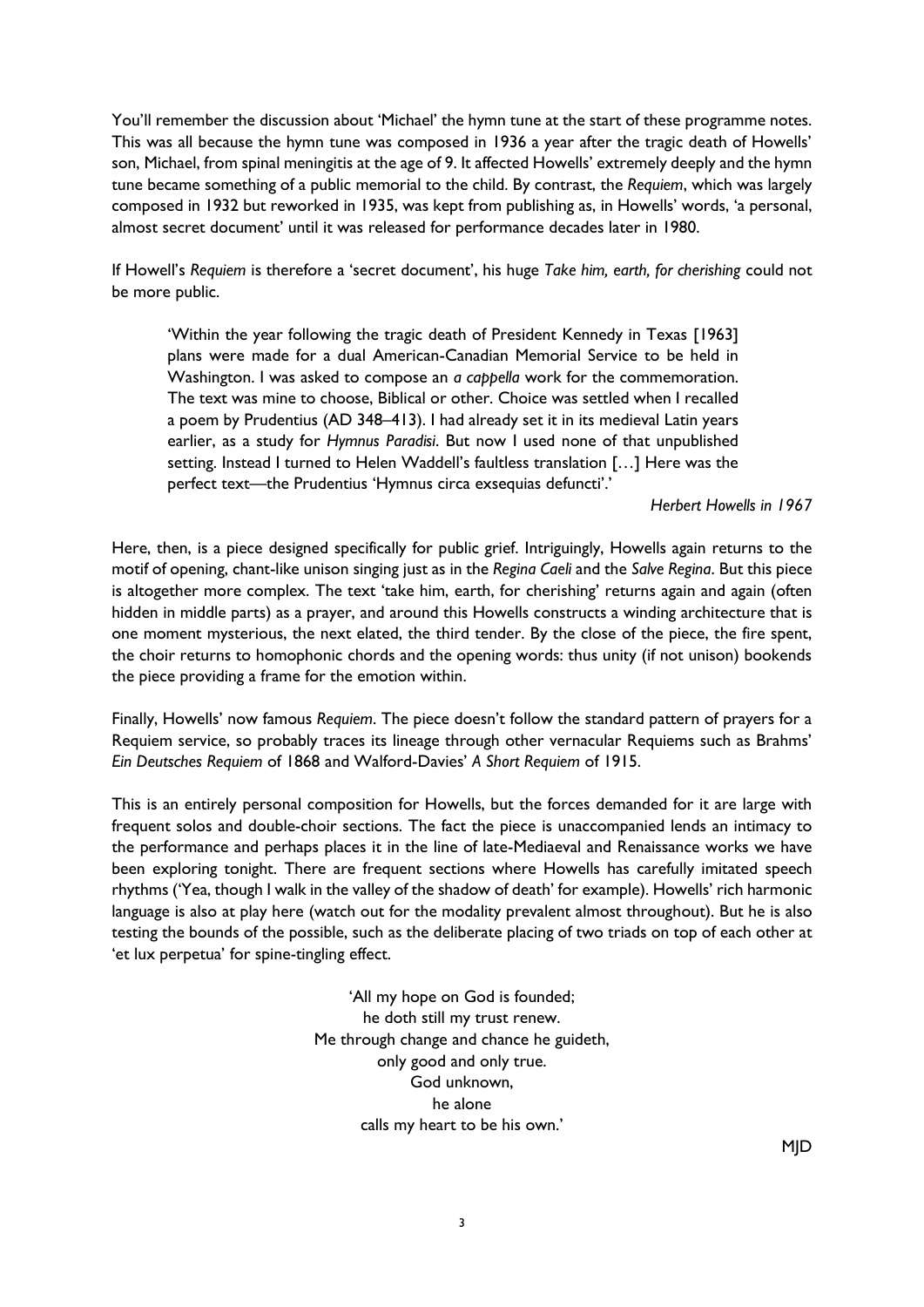You'll remember the discussion about 'Michael' the hymn tune at the start of these programme notes. This was all because the hymn tune was composed in 1936 a year after the tragic death of Howells' son, Michael, from spinal meningitis at the age of 9. It affected Howells' extremely deeply and the hymn tune became something of a public memorial to the child. By contrast, the *Requiem*, which was largely composed in 1932 but reworked in 1935, was kept from publishing as, in Howells' words, 'a personal, almost secret document' until it was released for performance decades later in 1980.

If Howell's *Requiem* is therefore a 'secret document', his huge *Take him, earth, for cherishing* could not be more public.

> 'Within the year following the tragic death of President Kennedy in Texas [1963] plans were made for a dual American-Canadian Memorial Service to be held in Washington. I was asked to compose an *a cappella* work for the commemoration. The text was mine to choose, Biblical or other. Choice was settled when I recalled a poem by Prudentius (AD 348–413). I had already set it in its medieval Latin years earlier, as a study for *Hymnus Paradisi*. But now I used none of that unpublished setting. Instead I turned to Helen Waddell's faultless translation […] Here was the perfect text—the Prudentius 'Hymnus circa exsequias defuncti'.'
>
> *Herbert Howells in 1967*

Here, then, is a piece designed specifically for public grief. Intriguingly, Howells again returns to the motif of opening, chant-like unison singing just as in the *Regina Caeli* and the *Salve Regina*. But this piece is altogether more complex. The text 'take him, earth, for cherishing' returns again and again (often hidden in middle parts) as a prayer, and around this Howells constructs a winding architecture that is one moment mysterious, the next elated, the third tender. By the close of the piece, the fire spent, the choir returns to homophonic chords and the opening words: thus unity (if not unison) bookends the piece providing a frame for the emotion within.

Finally, Howells' now famous *Requiem*. The piece doesn't follow the standard pattern of prayers for a Requiem service, so probably traces its lineage through other vernacular Requiems such as Brahms' *Ein Deutsches Requiem* of 1868 and Walford-Davies' *A Short Requiem* of 1915.

This is an entirely personal composition for Howells, but the forces demanded for it are large with frequent solos and double-choir sections. The fact the piece is unaccompanied lends an intimacy to the performance and perhaps places it in the line of late-Mediaeval and Renaissance works we have been exploring tonight. There are frequent sections where Howells has carefully imitated speech rhythms ('Yea, though I walk in the valley of the shadow of death' for example). Howells' rich harmonic language is also at play here (watch out for the modality prevalent almost throughout). But he is also testing the bounds of the possible, such as the deliberate placing of two triads on top of each other at 'et lux perpetua' for spine-tingling effect.

'All my hope on God is founded;
he doth still my trust renew.
Me through change and chance he guideth,
only good and only true.
God unknown,
he alone
calls my heart to be his own.'

MJD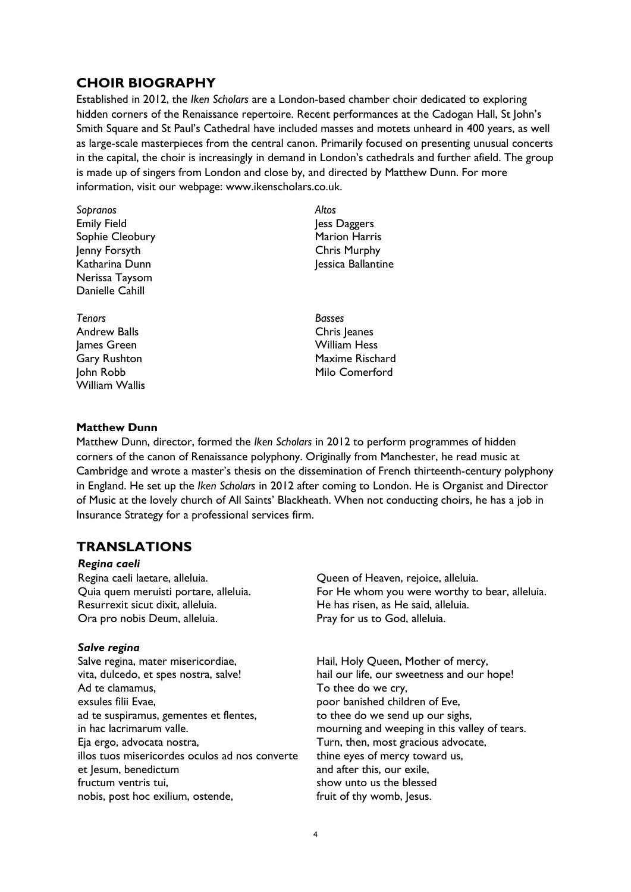## CHOIR BIOGRAPHY

Established in 2012, the *Iken Scholars* are a London-based chamber choir dedicated to exploring hidden corners of the Renaissance repertoire. Recent performances at the Cadogan Hall, St John's Smith Square and St Paul's Cathedral have included masses and motets unheard in 400 years, as well as large-scale masterpieces from the central canon. Primarily focused on presenting unusual concerts in the capital, the choir is increasingly in demand in London's cathedrals and further afield. The group is made up of singers from London and close by, and directed by Matthew Dunn. For more information, visit our webpage: www.ikenscholars.co.uk.

*Sopranos*
Emily Field
Sophie Cleobury
Jenny Forsyth
Katharina Dunn
Nerissa Taysom
Danielle Cahill

*Altos*
Jess Daggers
Marion Harris
Chris Murphy
Jessica Ballantine

*Tenors*
Andrew Balls
James Green
Gary Rushton
John Robb
William Wallis

*Basses*
Chris Jeanes
William Hess
Maxime Rischard
Milo Comerford

**Matthew Dunn**

Matthew Dunn, director, formed the *Iken Scholars* in 2012 to perform programmes of hidden corners of the canon of Renaissance polyphony. Originally from Manchester, he read music at Cambridge and wrote a master's thesis on the dissemination of French thirteenth-century polyphony in England. He set up the *Iken Scholars* in 2012 after coming to London. He is Organist and Director of Music at the lovely church of All Saints' Blackheath. When not conducting choirs, he has a job in Insurance Strategy for a professional services firm.

## TRANSLATIONS

***Regina caeli***

| | |
|---|---|
| Regina caeli laetare, alleluia. | Queen of Heaven, rejoice, alleluia. |
| Quia quem meruisti portare, alleluia. | For He whom you were worthy to bear, alleluia. |
| Resurrexit sicut dixit, alleluia. | He has risen, as He said, alleluia. |
| Ora pro nobis Deum, alleluia. | Pray for us to God, alleluia. |

***Salve regina***

| | |
|---|---|
| Salve regina, mater misericordiae, | Hail, Holy Queen, Mother of mercy, |
| vita, dulcedo, et spes nostra, salve! | hail our life, our sweetness and our hope! |
| Ad te clamamus, | To thee do we cry, |
| exsules filii Evae, | poor banished children of Eve, |
| ad te suspiramus, gementes et flentes, | to thee do we send up our sighs, |
| in hac lacrimarum valle. | mourning and weeping in this valley of tears. |
| Eja ergo, advocata nostra, | Turn, then, most gracious advocate, |
| illos tuos misericordes oculos ad nos converte | thine eyes of mercy toward us, |
| et Jesum, benedictum | and after this, our exile, |
| fructum ventris tui, | show unto us the blessed |
| nobis, post hoc exilium, ostende, | fruit of thy womb, Jesus. |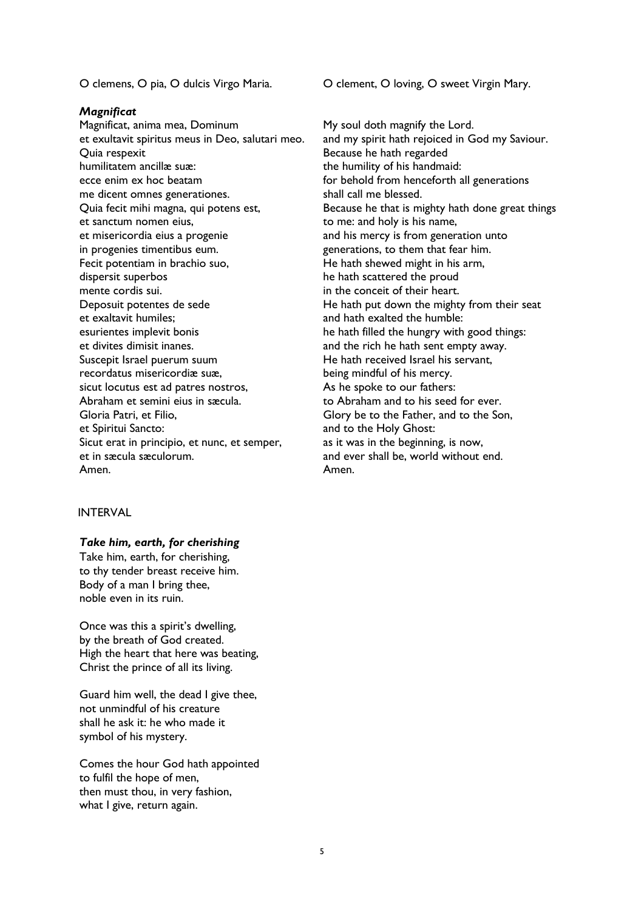O clemens, O pia, O dulcis Virgo Maria.

O clement, O loving, O sweet Virgin Mary.

***Magnificat***

| | |
|---|---|
| Magnificat, anima mea, Dominum | My soul doth magnify the Lord. |
| et exultavit spiritus meus in Deo, salutari meo. | and my spirit hath rejoiced in God my Saviour. |
| Quia respexit | Because he hath regarded |
| humilitatem ancillæ suæ: | the humility of his handmaid: |
| ecce enim ex hoc beatam | for behold from henceforth all generations |
| me dicent omnes generationes. | shall call me blessed. |
| Quia fecit mihi magna, qui potens est, | Because he that is mighty hath done great things |
| et sanctum nomen eius, | to me: and holy is his name, |
| et misericordia eius a progenie | and his mercy is from generation unto |
| in progenies timentibus eum. | generations, to them that fear him. |
| Fecit potentiam in brachio suo, | He hath shewed might in his arm, |
| dispersit superbos | he hath scattered the proud |
| mente cordis sui. | in the conceit of their heart. |
| Deposuit potentes de sede | He hath put down the mighty from their seat |
| et exaltavit humiles; | and hath exalted the humble: |
| esurientes implevit bonis | he hath filled the hungry with good things: |
| et divites dimisit inanes. | and the rich he hath sent empty away. |
| Suscepit Israel puerum suum | He hath received Israel his servant, |
| recordatus misericordiæ suæ, | being mindful of his mercy. |
| sicut locutus est ad patres nostros, | As he spoke to our fathers: |
| Abraham et semini eius in sæcula. | to Abraham and to his seed for ever. |
| Gloria Patri, et Filio, | Glory be to the Father, and to the Son, |
| et Spiritui Sancto: | and to the Holy Ghost: |
| Sicut erat in principio, et nunc, et semper, | as it was in the beginning, is now, |
| et in sæcula sæculorum. | and ever shall be, world without end. |
| Amen. | Amen. |

INTERVAL

***Take him, earth, for cherishing***

Take him, earth, for cherishing,
to thy tender breast receive him.
Body of a man I bring thee,
noble even in its ruin.

Once was this a spirit's dwelling,
by the breath of God created.
High the heart that here was beating,
Christ the prince of all its living.

Guard him well, the dead I give thee,
not unmindful of his creature
shall he ask it: he who made it
symbol of his mystery.

Comes the hour God hath appointed
to fulfil the hope of men,
then must thou, in very fashion,
what I give, return again.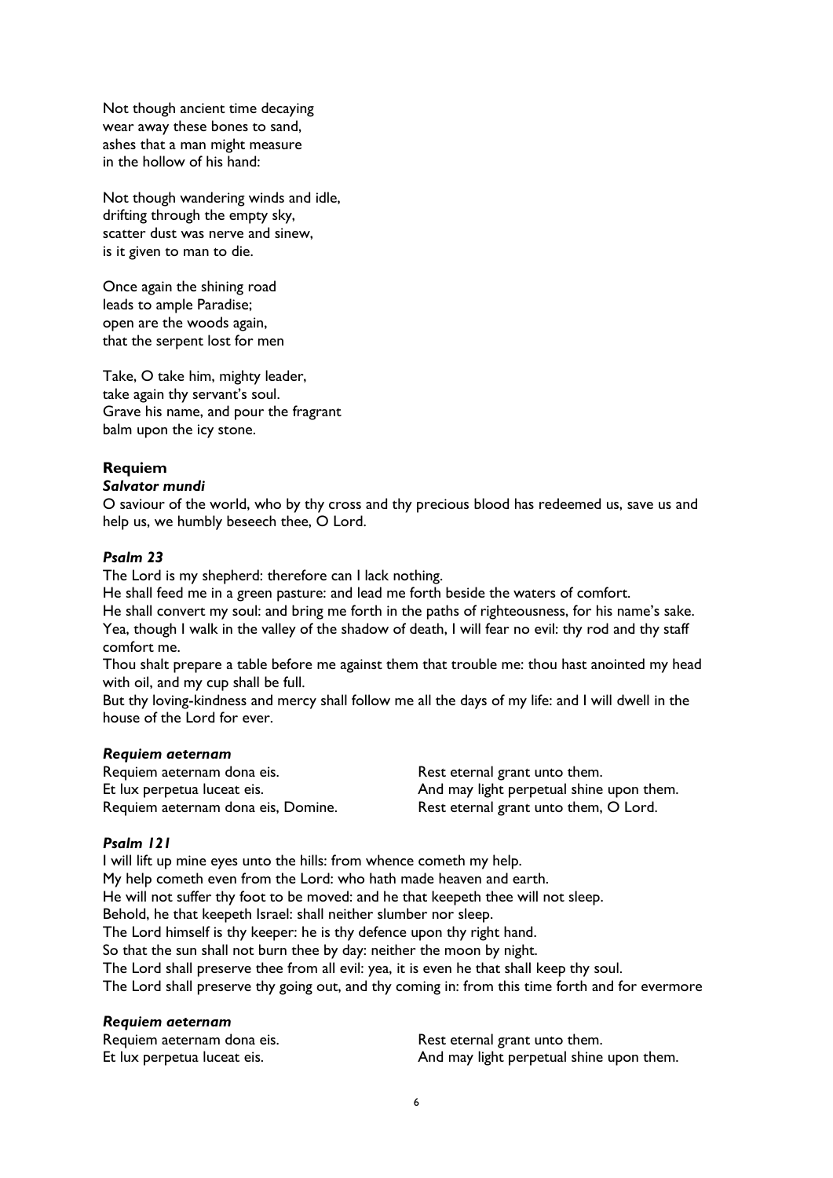Not though ancient time decaying
wear away these bones to sand,
ashes that a man might measure
in the hollow of his hand:

Not though wandering winds and idle,
drifting through the empty sky,
scatter dust was nerve and sinew,
is it given to man to die.

Once again the shining road
leads to ample Paradise;
open are the woods again,
that the serpent lost for men

Take, O take him, mighty leader,
take again thy servant's soul.
Grave his name, and pour the fragrant
balm upon the icy stone.

## Requiem

### *Salvator mundi*

O saviour of the world, who by thy cross and thy precious blood has redeemed us, save us and help us, we humbly beseech thee, O Lord.

### *Psalm 23*

The Lord is my shepherd: therefore can I lack nothing.
He shall feed me in a green pasture: and lead me forth beside the waters of comfort.
He shall convert my soul: and bring me forth in the paths of righteousness, for his name's sake.
Yea, though I walk in the valley of the shadow of death, I will fear no evil: thy rod and thy staff comfort me.
Thou shalt prepare a table before me against them that trouble me: thou hast anointed my head with oil, and my cup shall be full.
But thy loving-kindness and mercy shall follow me all the days of my life: and I will dwell in the house of the Lord for ever.

### *Requiem aeternam*

| | |
|---|---|
| Requiem aeternam dona eis. | Rest eternal grant unto them. |
| Et lux perpetua luceat eis. | And may light perpetual shine upon them. |
| Requiem aeternam dona eis, Domine. | Rest eternal grant unto them, O Lord. |

### *Psalm 121*

I will lift up mine eyes unto the hills: from whence cometh my help.
My help cometh even from the Lord: who hath made heaven and earth.
He will not suffer thy foot to be moved: and he that keepeth thee will not sleep.
Behold, he that keepeth Israel: shall neither slumber nor sleep.
The Lord himself is thy keeper: he is thy defence upon thy right hand.
So that the sun shall not burn thee by day: neither the moon by night.
The Lord shall preserve thee from all evil: yea, it is even he that shall keep thy soul.
The Lord shall preserve thy going out, and thy coming in: from this time forth and for evermore

### *Requiem aeternam*

| | |
|---|---|
| Requiem aeternam dona eis. | Rest eternal grant unto them. |
| Et lux perpetua luceat eis. | And may light perpetual shine upon them. |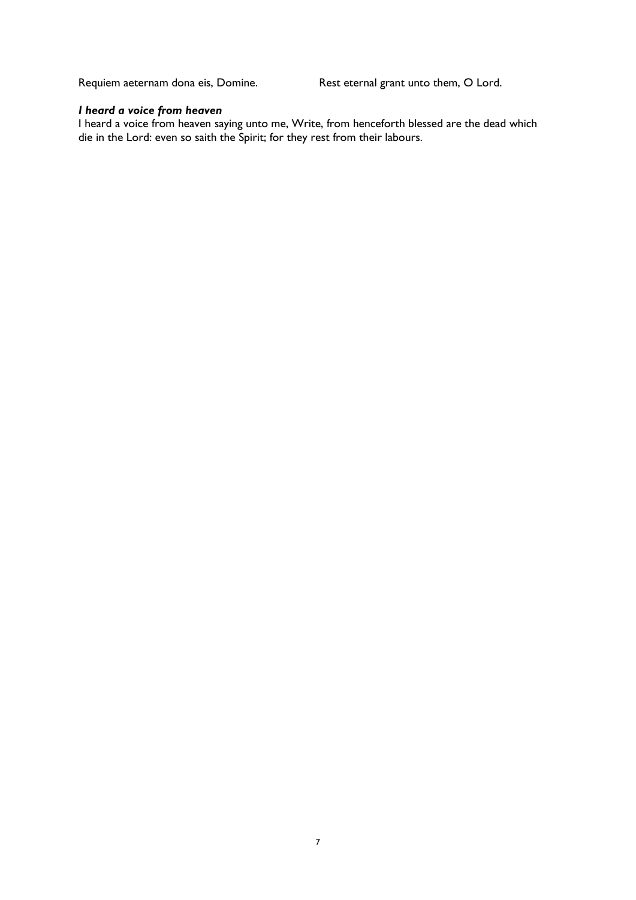| | |
|---|---|
| Requiem aeternam dona eis, Domine. | Rest eternal grant unto them, O Lord. |

***I heard a voice from heaven***

I heard a voice from heaven saying unto me, Write, from henceforth blessed are the dead which die in the Lord: even so saith the Spirit; for they rest from their labours.